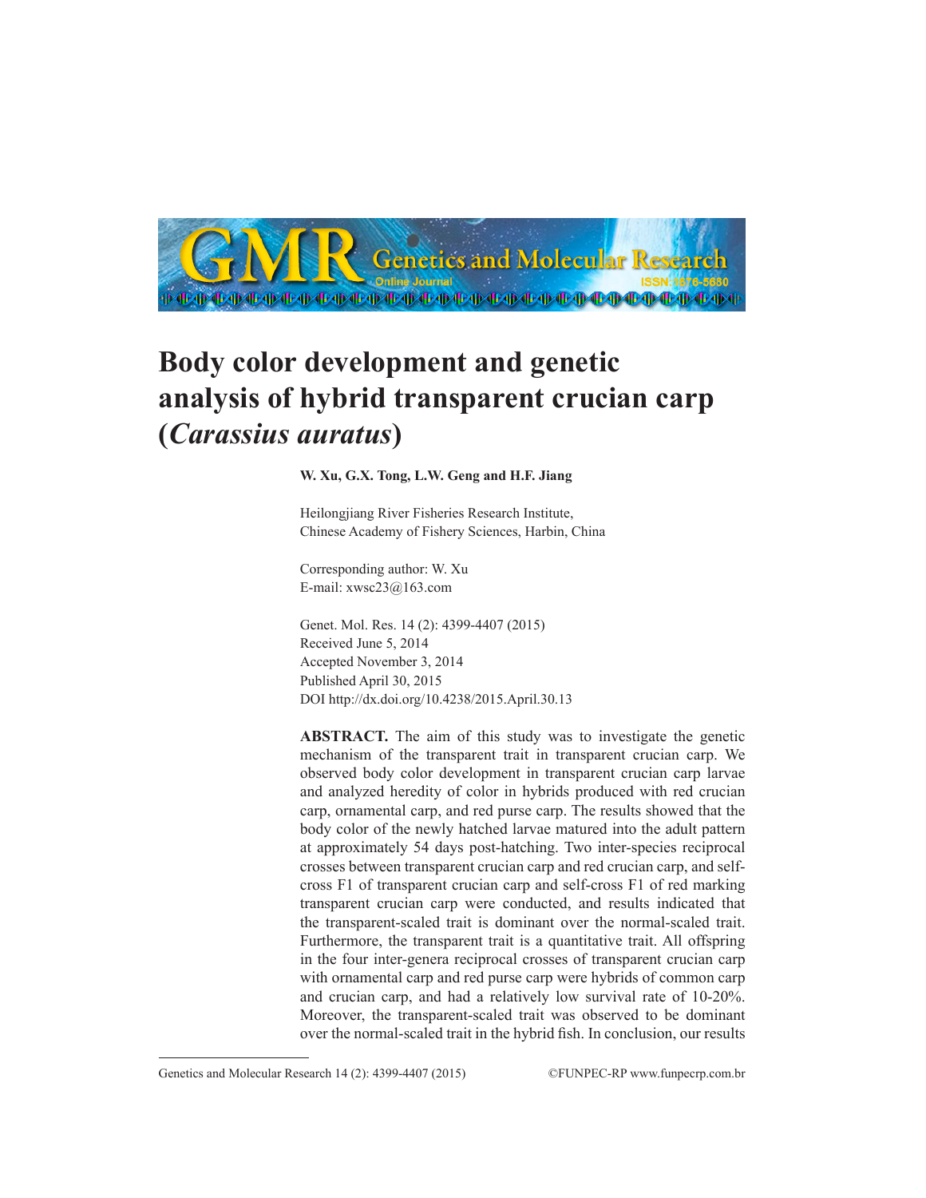# Body color development and genetic analysis of hybrid transparent crucian carp (*Carassius auratus*)

**W. Xu, G.X. Tong, L.W. Geng and H.F. Jiang**

Heilongjiang River Fisheries Research Institute,
Chinese Academy of Fishery Sciences, Harbin, China

Corresponding author: W. Xu
E-mail: xwsc23@163.com

Genet. Mol. Res. 14 (2): 4399-4407 (2015)
Received June 5, 2014
Accepted November 3, 2014
Published April 30, 2015
DOI http://dx.doi.org/10.4238/2015.April.30.13

**ABSTRACT.** The aim of this study was to investigate the genetic mechanism of the transparent trait in transparent crucian carp. We observed body color development in transparent crucian carp larvae and analyzed heredity of color in hybrids produced with red crucian carp, ornamental carp, and red purse carp. The results showed that the body color of the newly hatched larvae matured into the adult pattern at approximately 54 days post-hatching. Two inter-species reciprocal crosses between transparent crucian carp and red crucian carp, and self-cross F1 of transparent crucian carp and self-cross F1 of red marking transparent crucian carp were conducted, and results indicated that the transparent-scaled trait is dominant over the normal-scaled trait. Furthermore, the transparent trait is a quantitative trait. All offspring in the four inter-genera reciprocal crosses of transparent crucian carp with ornamental carp and red purse carp were hybrids of common carp and crucian carp, and had a relatively low survival rate of 10-20%. Moreover, the transparent-scaled trait was observed to be dominant over the normal-scaled trait in the hybrid fish. In conclusion, our results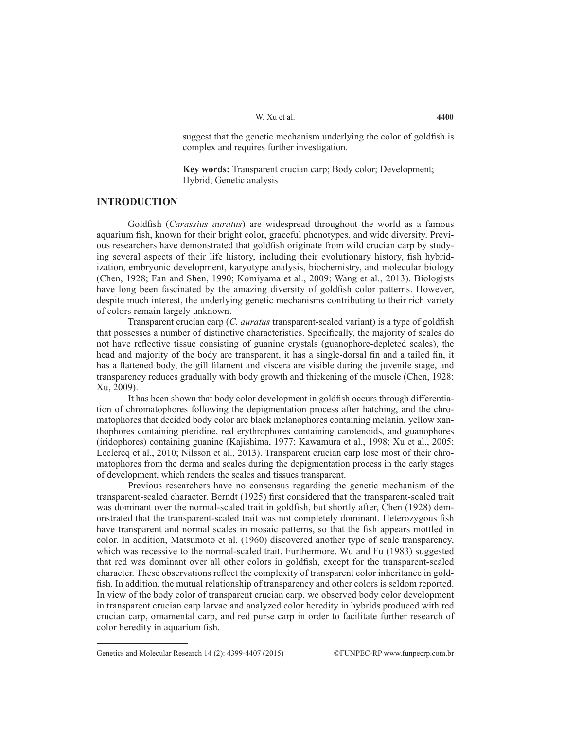suggest that the genetic mechanism underlying the color of goldfish is complex and requires further investigation.

**Key words:** Transparent crucian carp; Body color; Development; Hybrid; Genetic analysis

## INTRODUCTION

Goldfish (*Carassius auratus*) are widespread throughout the world as a famous aquarium fish, known for their bright color, graceful phenotypes, and wide diversity. Previous researchers have demonstrated that goldfish originate from wild crucian carp by studying several aspects of their life history, including their evolutionary history, fish hybridization, embryonic development, karyotype analysis, biochemistry, and molecular biology (Chen, 1928; Fan and Shen, 1990; Komiyama et al., 2009; Wang et al., 2013). Biologists have long been fascinated by the amazing diversity of goldfish color patterns. However, despite much interest, the underlying genetic mechanisms contributing to their rich variety of colors remain largely unknown.

Transparent crucian carp (*C. auratus* transparent-scaled variant) is a type of goldfish that possesses a number of distinctive characteristics. Specifically, the majority of scales do not have reflective tissue consisting of guanine crystals (guanophore-depleted scales), the head and majority of the body are transparent, it has a single-dorsal fin and a tailed fin, it has a flattened body, the gill filament and viscera are visible during the juvenile stage, and transparency reduces gradually with body growth and thickening of the muscle (Chen, 1928; Xu, 2009).

It has been shown that body color development in goldfish occurs through differentiation of chromatophores following the depigmentation process after hatching, and the chromatophores that decided body color are black melanophores containing melanin, yellow xanthophores containing pteridine, red erythrophores containing carotenoids, and guanophores (iridophores) containing guanine (Kajishima, 1977; Kawamura et al., 1998; Xu et al., 2005; Leclercq et al., 2010; Nilsson et al., 2013). Transparent crucian carp lose most of their chromatophores from the derma and scales during the depigmentation process in the early stages of development, which renders the scales and tissues transparent.

Previous researchers have no consensus regarding the genetic mechanism of the transparent-scaled character. Berndt (1925) first considered that the transparent-scaled trait was dominant over the normal-scaled trait in goldfish, but shortly after, Chen (1928) demonstrated that the transparent-scaled trait was not completely dominant. Heterozygous fish have transparent and normal scales in mosaic patterns, so that the fish appears mottled in color. In addition, Matsumoto et al. (1960) discovered another type of scale transparency, which was recessive to the normal-scaled trait. Furthermore, Wu and Fu (1983) suggested that red was dominant over all other colors in goldfish, except for the transparent-scaled character. These observations reflect the complexity of transparent color inheritance in goldfish. In addition, the mutual relationship of transparency and other colors is seldom reported. In view of the body color of transparent crucian carp, we observed body color development in transparent crucian carp larvae and analyzed color heredity in hybrids produced with red crucian carp, ornamental carp, and red purse carp in order to facilitate further research of color heredity in aquarium fish.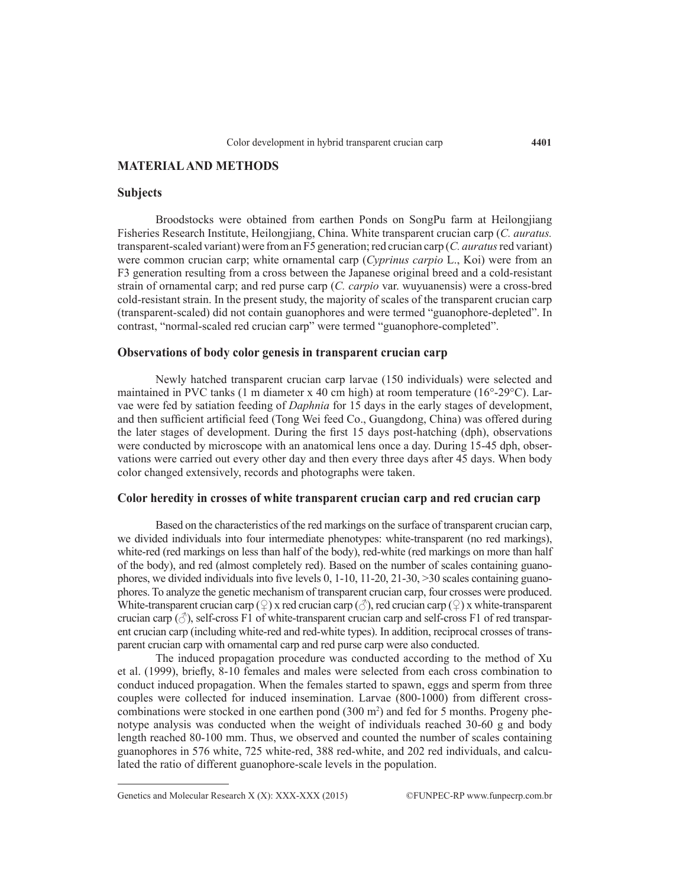## MATERIAL AND METHODS

### Subjects

Broodstocks were obtained from earthen Ponds on SongPu farm at Heilongjiang Fisheries Research Institute, Heilongjiang, China. White transparent crucian carp (*C. auratus.* transparent-scaled variant) were from an F5 generation; red crucian carp (*C. auratus* red variant) were common crucian carp; white ornamental carp (*Cyprinus carpio* L., Koi) were from an F3 generation resulting from a cross between the Japanese original breed and a cold-resistant strain of ornamental carp; and red purse carp (*C. carpio* var. wuyuanensis) were a cross-bred cold-resistant strain. In the present study, the majority of scales of the transparent crucian carp (transparent-scaled) did not contain guanophores and were termed "guanophore-depleted". In contrast, "normal-scaled red crucian carp" were termed "guanophore-completed".

### Observations of body color genesis in transparent crucian carp

Newly hatched transparent crucian carp larvae (150 individuals) were selected and maintained in PVC tanks (1 m diameter x 40 cm high) at room temperature (16°-29°C). Larvae were fed by satiation feeding of *Daphnia* for 15 days in the early stages of development, and then sufficient artificial feed (Tong Wei feed Co., Guangdong, China) was offered during the later stages of development. During the first 15 days post-hatching (dph), observations were conducted by microscope with an anatomical lens once a day. During 15-45 dph, observations were carried out every other day and then every three days after 45 days. When body color changed extensively, records and photographs were taken.

### Color heredity in crosses of white transparent crucian carp and red crucian carp

Based on the characteristics of the red markings on the surface of transparent crucian carp, we divided individuals into four intermediate phenotypes: white-transparent (no red markings), white-red (red markings on less than half of the body), red-white (red markings on more than half of the body), and red (almost completely red). Based on the number of scales containing guanophores, we divided individuals into five levels 0, 1-10, 11-20, 21-30, >30 scales containing guanophores. To analyze the genetic mechanism of transparent crucian carp, four crosses were produced. White-transparent crucian carp (♀) x red crucian carp (♂), red crucian carp (♀) x white-transparent crucian carp (♂), self-cross F1 of white-transparent crucian carp and self-cross F1 of red transparent crucian carp (including white-red and red-white types). In addition, reciprocal crosses of transparent crucian carp with ornamental carp and red purse carp were also conducted.

The induced propagation procedure was conducted according to the method of Xu et al. (1999), briefly, 8-10 females and males were selected from each cross combination to conduct induced propagation. When the females started to spawn, eggs and sperm from three couples were collected for induced insemination. Larvae (800-1000) from different cross-combinations were stocked in one earthen pond (300 $m^2$) and fed for 5 months. Progeny phenotype analysis was conducted when the weight of individuals reached 30-60 g and body length reached 80-100 mm. Thus, we observed and counted the number of scales containing guanophores in 576 white, 725 white-red, 388 red-white, and 202 red individuals, and calculated the ratio of different guanophore-scale levels in the population.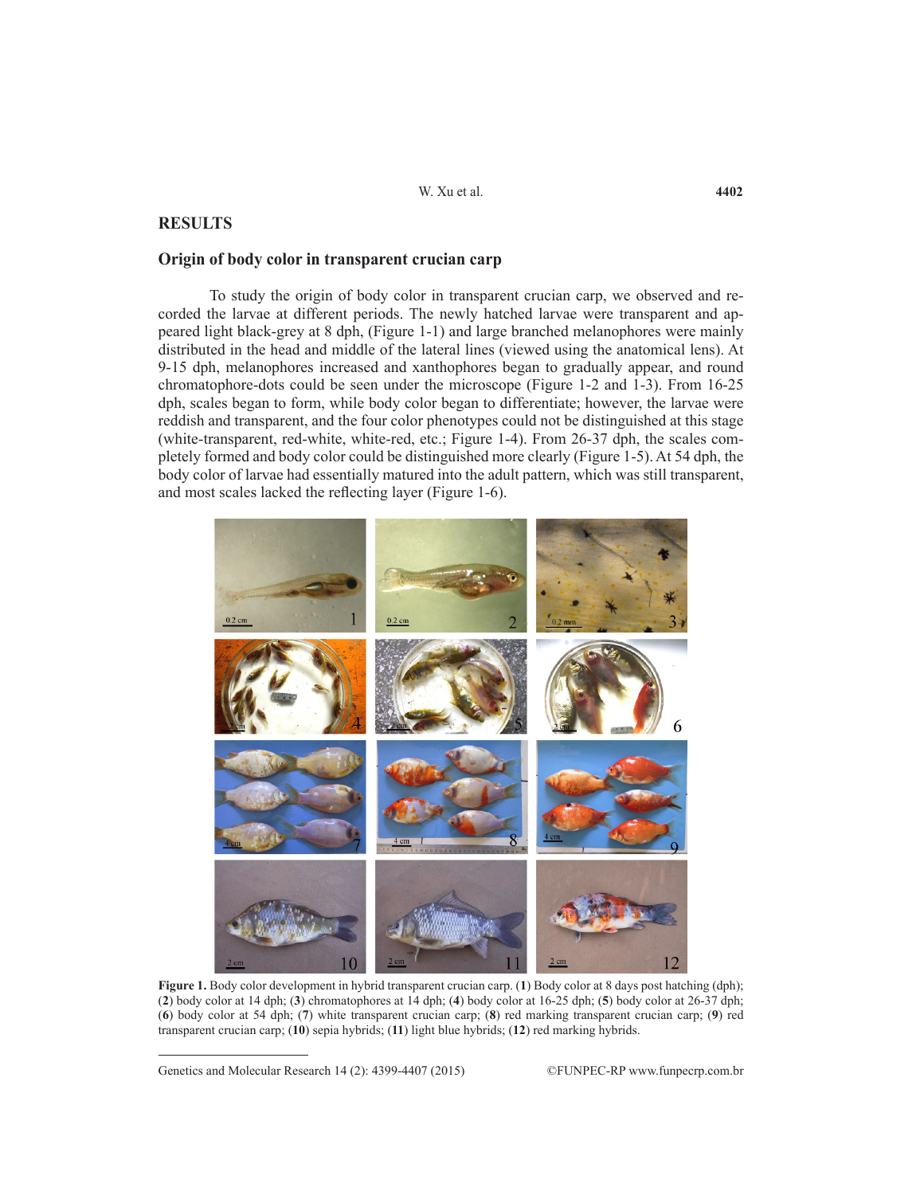## RESULTS

### Origin of body color in transparent crucian carp

To study the origin of body color in transparent crucian carp, we observed and recorded the larvae at different periods. The newly hatched larvae were transparent and appeared light black-grey at 8 dph, (Figure 1-1) and large branched melanophores were mainly distributed in the head and middle of the lateral lines (viewed using the anatomical lens). At 9-15 dph, melanophores increased and xanthophores began to gradually appear, and round chromatophore-dots could be seen under the microscope (Figure 1-2 and 1-3). From 16-25 dph, scales began to form, while body color began to differentiate; however, the larvae were reddish and transparent, and the four color phenotypes could not be distinguished at this stage (white-transparent, red-white, white-red, etc.; Figure 1-4). From 26-37 dph, the scales completely formed and body color could be distinguished more clearly (Figure 1-5). At 54 dph, the body color of larvae had essentially matured into the adult pattern, which was still transparent, and most scales lacked the reflecting layer (Figure 1-6).

**Figure 1.** Body color development in hybrid transparent crucian carp. (**1**) Body color at 8 days post hatching (dph); (**2**) body color at 14 dph; (**3**) chromatophores at 14 dph; (**4**) body color at 16-25 dph; (**5**) body color at 26-37 dph; (**6**) body color at 54 dph; (**7**) white transparent crucian carp; (**8**) red marking transparent crucian carp; (**9**) red transparent crucian carp; (**10**) sepia hybrids; (**11**) light blue hybrids; (**12**) red marking hybrids.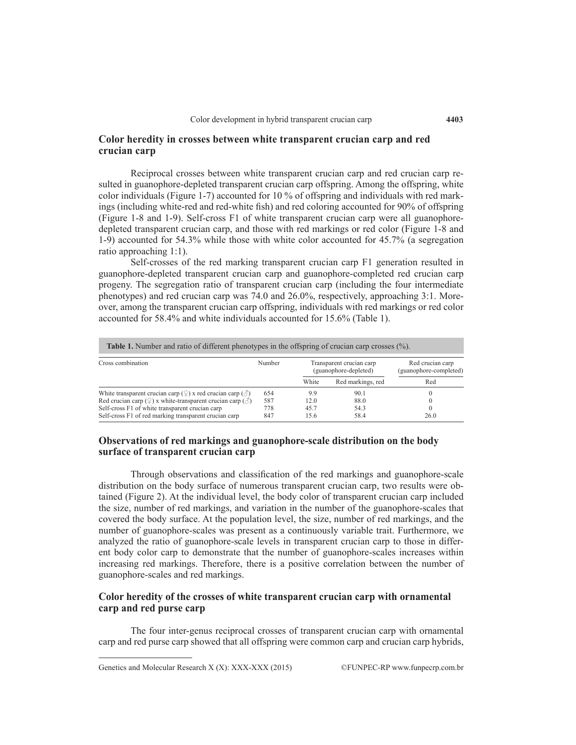## Color heredity in crosses between white transparent crucian carp and red crucian carp

Reciprocal crosses between white transparent crucian carp and red crucian carp resulted in guanophore-depleted transparent crucian carp offspring. Among the offspring, white color individuals (Figure 1-7) accounted for 10 % of offspring and individuals with red markings (including white-red and red-white fish) and red coloring accounted for 90% of offspring (Figure 1-8 and 1-9). Self-cross F1 of white transparent crucian carp were all guanophore-depleted transparent crucian carp, and those with red markings or red color (Figure 1-8 and 1-9) accounted for 54.3% while those with white color accounted for 45.7% (a segregation ratio approaching 1:1).

Self-crosses of the red marking transparent crucian carp F1 generation resulted in guanophore-depleted transparent crucian carp and guanophore-completed red crucian carp progeny. The segregation ratio of transparent crucian carp (including the four intermediate phenotypes) and red crucian carp was 74.0 and 26.0%, respectively, approaching 3:1. Moreover, among the transparent crucian carp offspring, individuals with red markings or red color accounted for 58.4% and white individuals accounted for 15.6% (Table 1).

**Table 1.** Number and ratio of different phenotypes in the offspring of crucian carp crosses (%).

| Cross combination | Number | Transparent crucian carp (guanophore-depleted) | | Red crucian carp (guanophore-completed) |
|---|---|---|---|---|
| | | White | Red markings, red | Red |
| White transparent crucian carp (♀) x red crucian carp (♂) | 654 | 9.9 | 90.1 | 0 |
| Red crucian carp (♀) x white-transparent crucian carp (♂) | 587 | 12.0 | 88.0 | 0 |
| Self-cross F1 of white transparent crucian carp | 778 | 45.7 | 54.3 | 0 |
| Self-cross F1 of red marking transparent crucian carp | 847 | 15.6 | 58.4 | 26.0 |

## Observations of red markings and guanophore-scale distribution on the body surface of transparent crucian carp

Through observations and classification of the red markings and guanophore-scale distribution on the body surface of numerous transparent crucian carp, two results were obtained (Figure 2). At the individual level, the body color of transparent crucian carp included the size, number of red markings, and variation in the number of the guanophore-scales that covered the body surface. At the population level, the size, number of red markings, and the number of guanophore-scales was present as a continuously variable trait. Furthermore, we analyzed the ratio of guanophore-scale levels in transparent crucian carp to those in different body color carp to demonstrate that the number of guanophore-scales increases within increasing red markings. Therefore, there is a positive correlation between the number of guanophore-scales and red markings.

## Color heredity of the crosses of white transparent crucian carp with ornamental carp and red purse carp

The four inter-genus reciprocal crosses of transparent crucian carp with ornamental carp and red purse carp showed that all offspring were common carp and crucian carp hybrids,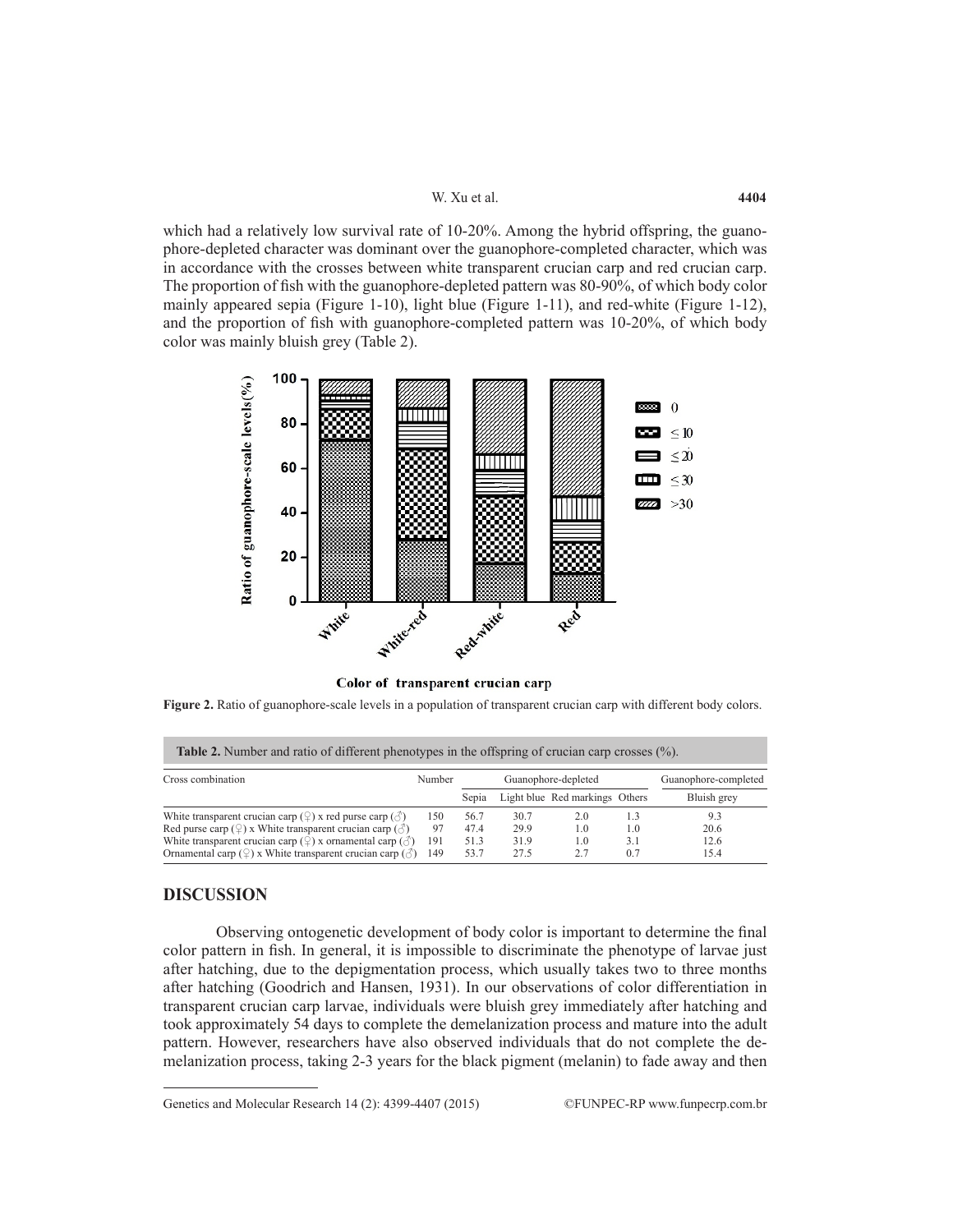which had a relatively low survival rate of 10-20%. Among the hybrid offspring, the guanophore-depleted character was dominant over the guanophore-completed character, which was in accordance with the crosses between white transparent crucian carp and red crucian carp. The proportion of fish with the guanophore-depleted pattern was 80-90%, of which body color mainly appeared sepia (Figure 1-10), light blue (Figure 1-11), and red-white (Figure 1-12), and the proportion of fish with guanophore-completed pattern was 10-20%, of which body color was mainly bluish grey (Table 2).

**Figure 2.** Ratio of guanophore-scale levels in a population of transparent crucian carp with different body colors.

**Table 2.** Number and ratio of different phenotypes in the offspring of crucian carp crosses (%).

| Cross combination | Number | Guanophore-depleted | | | | Guanophore-completed |
|---|---|---|---|---|---|---|
| | | Sepia | Light blue | Red markings | Others | Bluish grey |
| White transparent crucian carp (♀) x red purse carp (♂) | 150 | 56.7 | 30.7 | 2.0 | 1.3 | 9.3 |
| Red purse carp (♀) x White transparent crucian carp (♂) | 97 | 47.4 | 29.9 | 1.0 | 1.0 | 20.6 |
| White transparent crucian carp (♀) x ornamental carp (♂) | 191 | 51.3 | 31.9 | 1.0 | 3.1 | 12.6 |
| Ornamental carp (♀) x White transparent crucian carp (♂) | 149 | 53.7 | 27.5 | 2.7 | 0.7 | 15.4 |

## DISCUSSION

Observing ontogenetic development of body color is important to determine the final color pattern in fish. In general, it is impossible to discriminate the phenotype of larvae just after hatching, due to the depigmentation process, which usually takes two to three months after hatching (Goodrich and Hansen, 1931). In our observations of color differentiation in transparent crucian carp larvae, individuals were bluish grey immediately after hatching and took approximately 54 days to complete the demelanization process and mature into the adult pattern. However, researchers have also observed individuals that do not complete the demelanization process, taking 2-3 years for the black pigment (melanin) to fade away and then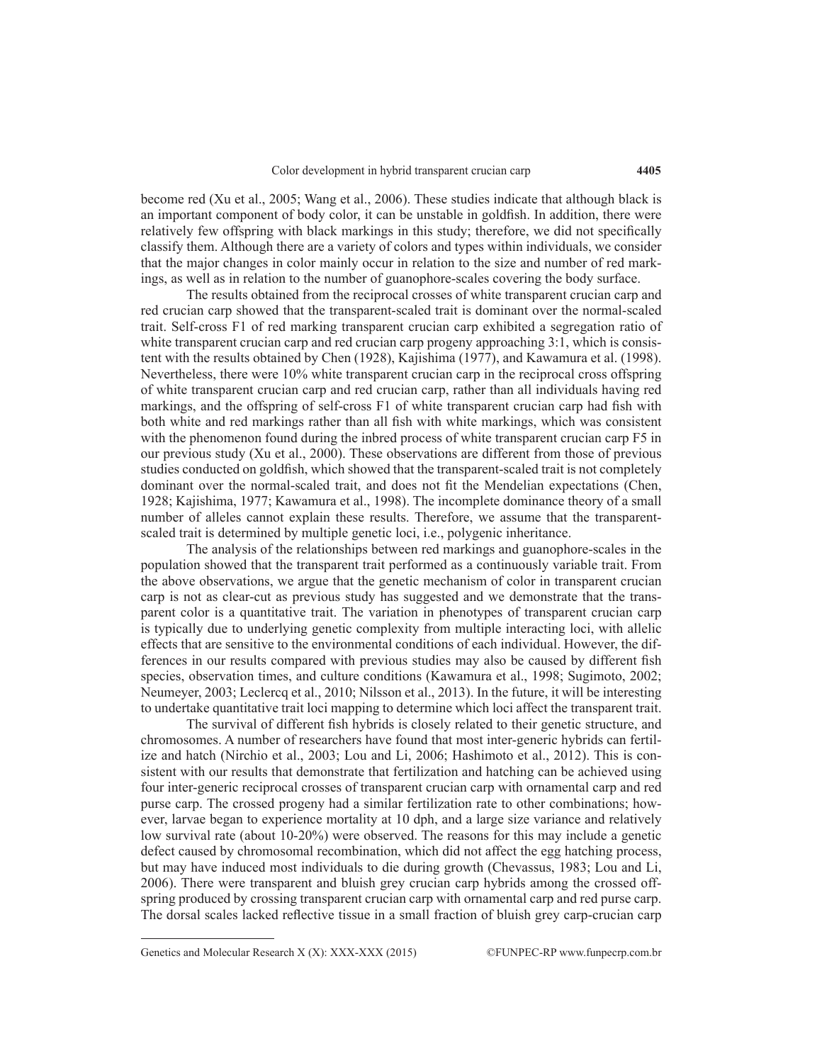become red (Xu et al., 2005; Wang et al., 2006). These studies indicate that although black is an important component of body color, it can be unstable in goldfish. In addition, there were relatively few offspring with black markings in this study; therefore, we did not specifically classify them. Although there are a variety of colors and types within individuals, we consider that the major changes in color mainly occur in relation to the size and number of red markings, as well as in relation to the number of guanophore-scales covering the body surface.

The results obtained from the reciprocal crosses of white transparent crucian carp and red crucian carp showed that the transparent-scaled trait is dominant over the normal-scaled trait. Self-cross F1 of red marking transparent crucian carp exhibited a segregation ratio of white transparent crucian carp and red crucian carp progeny approaching 3:1, which is consistent with the results obtained by Chen (1928), Kajishima (1977), and Kawamura et al. (1998). Nevertheless, there were 10% white transparent crucian carp in the reciprocal cross offspring of white transparent crucian carp and red crucian carp, rather than all individuals having red markings, and the offspring of self-cross F1 of white transparent crucian carp had fish with both white and red markings rather than all fish with white markings, which was consistent with the phenomenon found during the inbred process of white transparent crucian carp F5 in our previous study (Xu et al., 2000). These observations are different from those of previous studies conducted on goldfish, which showed that the transparent-scaled trait is not completely dominant over the normal-scaled trait, and does not fit the Mendelian expectations (Chen, 1928; Kajishima, 1977; Kawamura et al., 1998). The incomplete dominance theory of a small number of alleles cannot explain these results. Therefore, we assume that the transparent-scaled trait is determined by multiple genetic loci, i.e., polygenic inheritance.

The analysis of the relationships between red markings and guanophore-scales in the population showed that the transparent trait performed as a continuously variable trait. From the above observations, we argue that the genetic mechanism of color in transparent crucian carp is not as clear-cut as previous study has suggested and we demonstrate that the transparent color is a quantitative trait. The variation in phenotypes of transparent crucian carp is typically due to underlying genetic complexity from multiple interacting loci, with allelic effects that are sensitive to the environmental conditions of each individual. However, the differences in our results compared with previous studies may also be caused by different fish species, observation times, and culture conditions (Kawamura et al., 1998; Sugimoto, 2002; Neumeyer, 2003; Leclercq et al., 2010; Nilsson et al., 2013). In the future, it will be interesting to undertake quantitative trait loci mapping to determine which loci affect the transparent trait.

The survival of different fish hybrids is closely related to their genetic structure, and chromosomes. A number of researchers have found that most inter-generic hybrids can fertilize and hatch (Nirchio et al., 2003; Lou and Li, 2006; Hashimoto et al., 2012). This is consistent with our results that demonstrate that fertilization and hatching can be achieved using four inter-generic reciprocal crosses of transparent crucian carp with ornamental carp and red purse carp. The crossed progeny had a similar fertilization rate to other combinations; however, larvae began to experience mortality at 10 dph, and a large size variance and relatively low survival rate (about 10-20%) were observed. The reasons for this may include a genetic defect caused by chromosomal recombination, which did not affect the egg hatching process, but may have induced most individuals to die during growth (Chevassus, 1983; Lou and Li, 2006). There were transparent and bluish grey crucian carp hybrids among the crossed offspring produced by crossing transparent crucian carp with ornamental carp and red purse carp. The dorsal scales lacked reflective tissue in a small fraction of bluish grey carp-crucian carp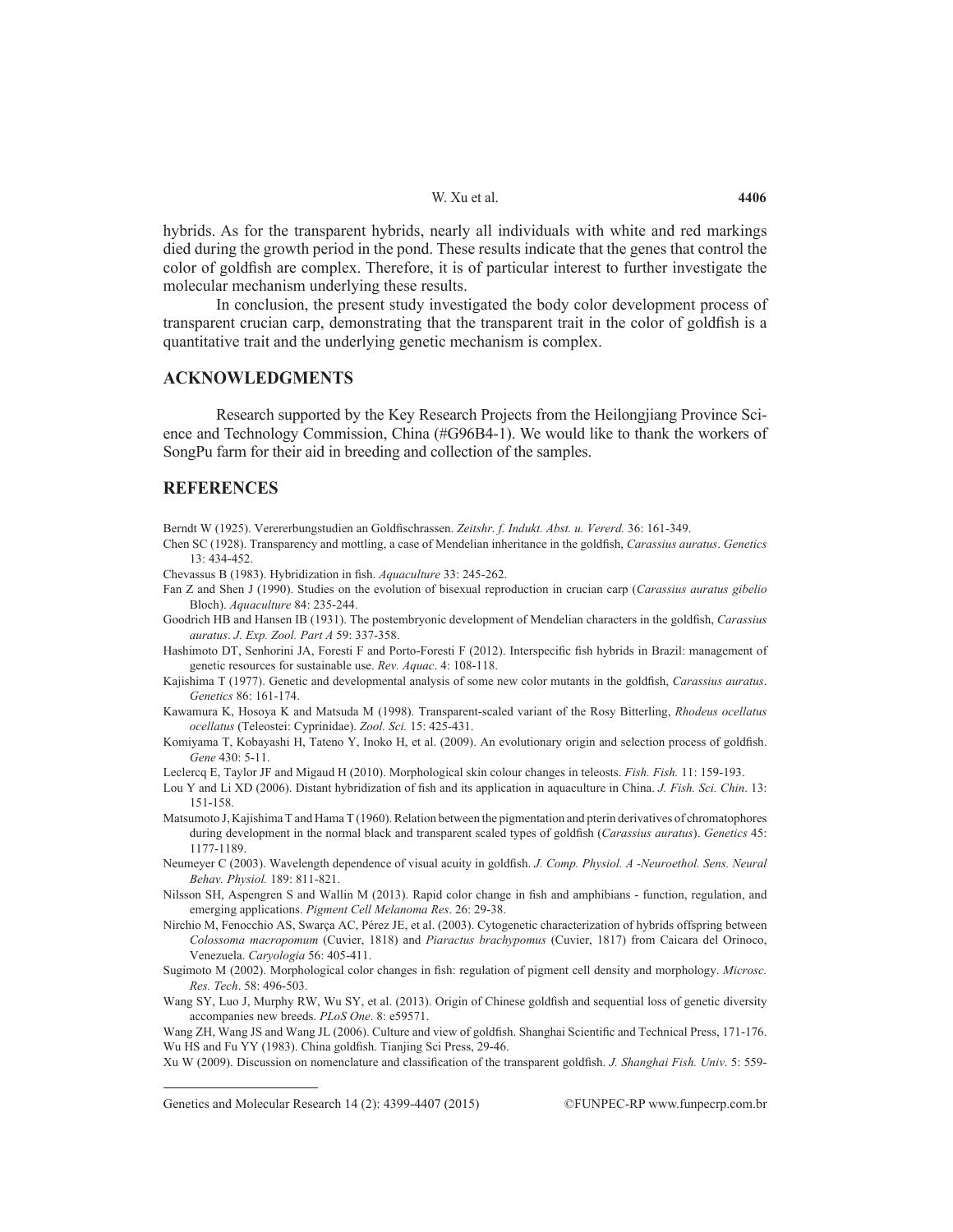hybrids. As for the transparent hybrids, nearly all individuals with white and red markings died during the growth period in the pond. These results indicate that the genes that control the color of goldfish are complex. Therefore, it is of particular interest to further investigate the molecular mechanism underlying these results.

In conclusion, the present study investigated the body color development process of transparent crucian carp, demonstrating that the transparent trait in the color of goldfish is a quantitative trait and the underlying genetic mechanism is complex.

## ACKNOWLEDGMENTS

Research supported by the Key Research Projects from the Heilongjiang Province Science and Technology Commission, China (#G96B4-1). We would like to thank the workers of SongPu farm for their aid in breeding and collection of the samples.

## REFERENCES

Berndt W (1925). Vererberungstudien an Goldfischrassen. *Zeitshr. f. Indukt. Abst. u. Vererd.* 36: 161-349.

Chen SC (1928). Transparency and mottling, a case of Mendelian inheritance in the goldfish, *Carassius auratus*. *Genetics* 13: 434-452.

Chevassus B (1983). Hybridization in fish. *Aquaculture* 33: 245-262.

Fan Z and Shen J (1990). Studies on the evolution of bisexual reproduction in crucian carp (*Carassius auratus gibelio* Bloch). *Aquaculture* 84: 235-244.

Goodrich HB and Hansen IB (1931). The postembryonic development of Mendelian characters in the goldfish, *Carassius auratus*. *J. Exp. Zool. Part A* 59: 337-358.

Hashimoto DT, Senhorini JA, Foresti F and Porto-Foresti F (2012). Interspecific fish hybrids in Brazil: management of genetic resources for sustainable use. *Rev. Aquac*. 4: 108-118.

Kajishima T (1977). Genetic and developmental analysis of some new color mutants in the goldfish, *Carassius auratus*. *Genetics* 86: 161-174.

Kawamura K, Hosoya K and Matsuda M (1998). Transparent-scaled variant of the Rosy Bitterling, *Rhodeus ocellatus ocellatus* (Teleostei: Cyprinidae). *Zool. Sci.* 15: 425-431.

Komiyama T, Kobayashi H, Tateno Y, Inoko H, et al. (2009). An evolutionary origin and selection process of goldfish. *Gene* 430: 5-11.

Leclercq E, Taylor JF and Migaud H (2010). Morphological skin colour changes in teleosts. *Fish. Fish.* 11: 159-193.

Lou Y and Li XD (2006). Distant hybridization of fish and its application in aquaculture in China. *J. Fish. Sci. Chin*. 13: 151-158.

Matsumoto J, Kajishima T and Hama T (1960). Relation between the pigmentation and pterin derivatives of chromatophores during development in the normal black and transparent scaled types of goldfish (*Carassius auratus*). *Genetics* 45: 1177-1189.

Neumeyer C (2003). Wavelength dependence of visual acuity in goldfish. *J. Comp. Physiol. A -Neuroethol. Sens. Neural Behav. Physiol.* 189: 811-821.

Nilsson SH, Aspengren S and Wallin M (2013). Rapid color change in fish and amphibians - function, regulation, and emerging applications. *Pigment Cell Melanoma Res*. 26: 29-38.

Nirchio M, Fenocchio AS, Swarça AC, Pérez JE, et al. (2003). Cytogenetic characterization of hybrids offspring between *Colossoma macropomum* (Cuvier, 1818) and *Piaractus brachypomus* (Cuvier, 1817) from Caicara del Orinoco, Venezuela. *Caryologia* 56: 405-411.

Sugimoto M (2002). Morphological color changes in fish: regulation of pigment cell density and morphology. *Microsc. Res. Tech*. 58: 496-503.

Wang SY, Luo J, Murphy RW, Wu SY, et al. (2013). Origin of Chinese goldfish and sequential loss of genetic diversity accompanies new breeds. *PLoS One*. 8: e59571.

Wang ZH, Wang JS and Wang JL (2006). Culture and view of goldfish. Shanghai Scientific and Technical Press, 171-176.

Wu HS and Fu YY (1983). China goldfish. Tianjing Sci Press, 29-46.

Xu W (2009). Discussion on nomenclature and classification of the transparent goldfish. *J. Shanghai Fish. Univ*. 5: 559-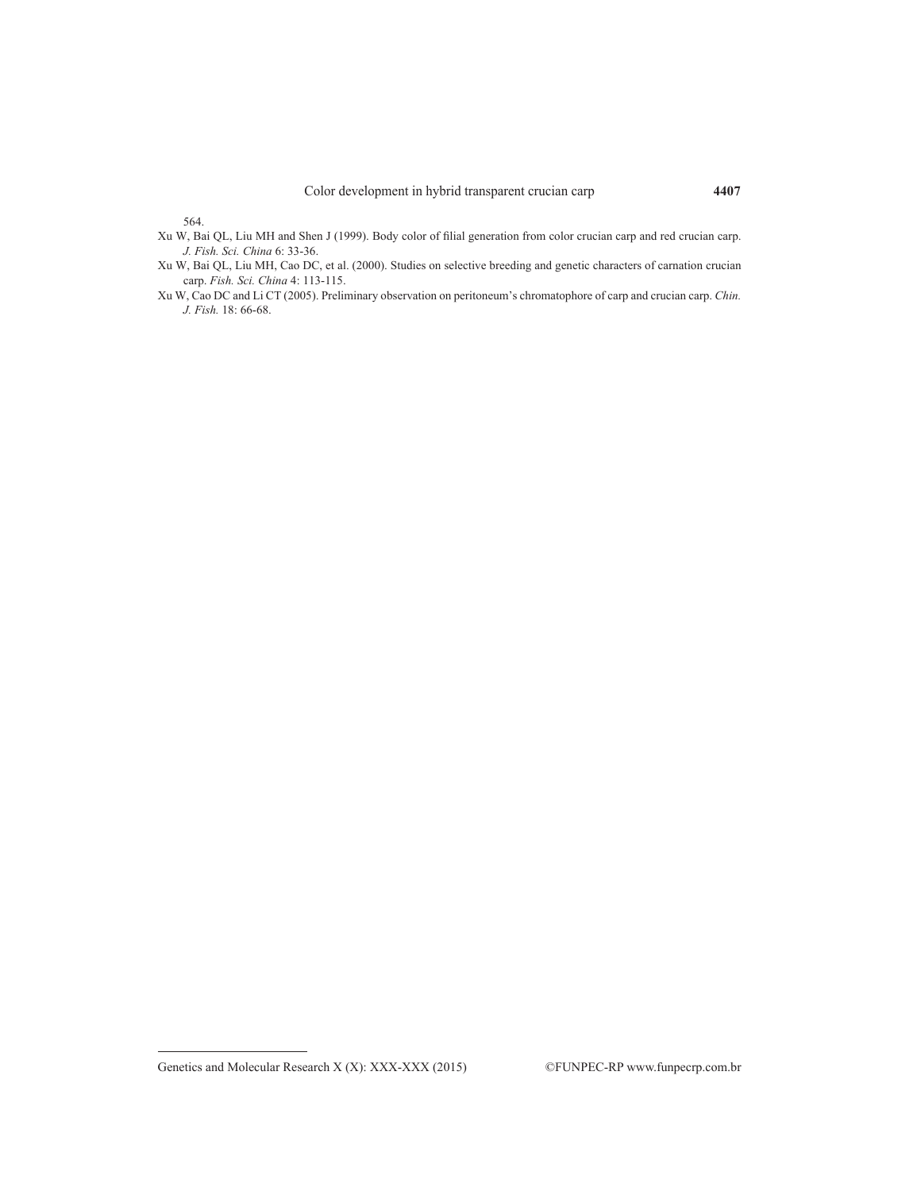564.

Xu W, Bai QL, Liu MH and Shen J (1999). Body color of filial generation from color crucian carp and red crucian carp. *J. Fish. Sci. China* 6: 33-36.

Xu W, Bai QL, Liu MH, Cao DC, et al. (2000). Studies on selective breeding and genetic characters of carnation crucian carp. *Fish. Sci. China* 4: 113-115.

Xu W, Cao DC and Li CT (2005). Preliminary observation on peritoneum's chromatophore of carp and crucian carp. *Chin. J. Fish.* 18: 66-68.